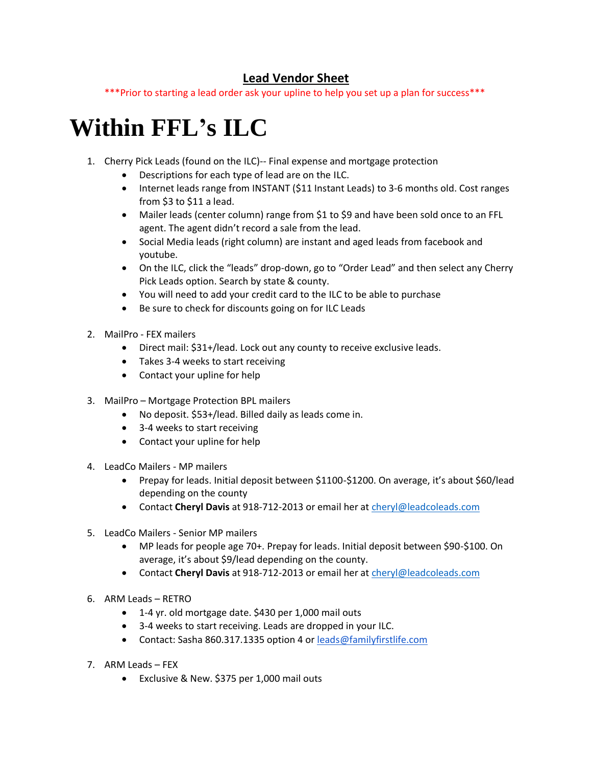## **Lead Vendor Sheet**

\*\*\*Prior to starting a lead order ask your upline to help you set up a plan for success\*\*\*

# Within FFL's ILC

1. Cherry Pick Leads (found on the ILC)-- Final expense and mortgage protection
   - Descriptions for each type of lead are on the ILC.
   - Internet leads range from INSTANT ($11 Instant Leads) to 3-6 months old. Cost ranges from $3 to $11 a lead.
   - Mailer leads (center column) range from $1 to $9 and have been sold once to an FFL agent. The agent didn't record a sale from the lead.
   - Social Media leads (right column) are instant and aged leads from facebook and youtube.
   - On the ILC, click the "leads" drop-down, go to "Order Lead" and then select any Cherry Pick Leads option. Search by state & county.
   - You will need to add your credit card to the ILC to be able to purchase
   - Be sure to check for discounts going on for ILC Leads

2. MailPro - FEX mailers
   - Direct mail: $31+/lead. Lock out any county to receive exclusive leads.
   - Takes 3-4 weeks to start receiving
   - Contact your upline for help

3. MailPro – Mortgage Protection BPL mailers
   - No deposit. $53+/lead. Billed daily as leads come in.
   - 3-4 weeks to start receiving
   - Contact your upline for help

4. LeadCo Mailers - MP mailers
   - Prepay for leads. Initial deposit between $1100-$1200. On average, it's about $60/lead depending on the county
   - Contact **Cheryl Davis** at 918-712-2013 or email her at cheryl@leadcoleads.com

5. LeadCo Mailers - Senior MP mailers
   - MP leads for people age 70+. Prepay for leads. Initial deposit between $90-$100. On average, it's about $9/lead depending on the county.
   - Contact **Cheryl Davis** at 918-712-2013 or email her at cheryl@leadcoleads.com

6. ARM Leads – RETRO
   - 1-4 yr. old mortgage date. $430 per 1,000 mail outs
   - 3-4 weeks to start receiving. Leads are dropped in your ILC.
   - Contact: Sasha 860.317.1335 option 4 or leads@familyfirstlife.com

7. ARM Leads – FEX
   - Exclusive & New. $375 per 1,000 mail outs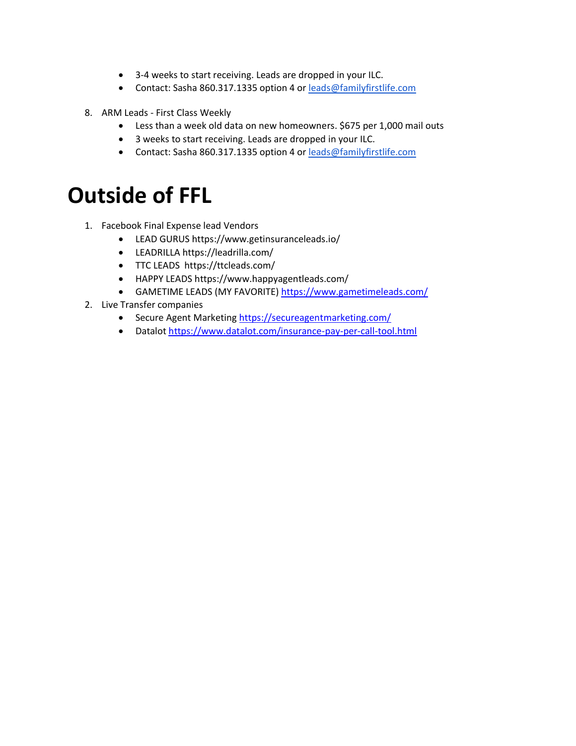- 3-4 weeks to start receiving. Leads are dropped in your ILC.
- Contact: Sasha 860.317.1335 option 4 or leads@familyfirstlife.com

8. ARM Leads - First Class Weekly
   - Less than a week old data on new homeowners. $675 per 1,000 mail outs
   - 3 weeks to start receiving. Leads are dropped in your ILC.
   - Contact: Sasha 860.317.1335 option 4 or leads@familyfirstlife.com

# Outside of FFL

1. Facebook Final Expense lead Vendors
   - LEAD GURUS https://www.getinsuranceleads.io/
   - LEADRILLA https://leadrilla.com/
   - TTC LEADS https://ttcleads.com/
   - HAPPY LEADS https://www.happyagentleads.com/
   - GAMETIME LEADS (MY FAVORITE) https://www.gametimeleads.com/
2. Live Transfer companies
   - Secure Agent Marketing https://secureagentmarketing.com/
   - Datalot https://www.datalot.com/insurance-pay-per-call-tool.html